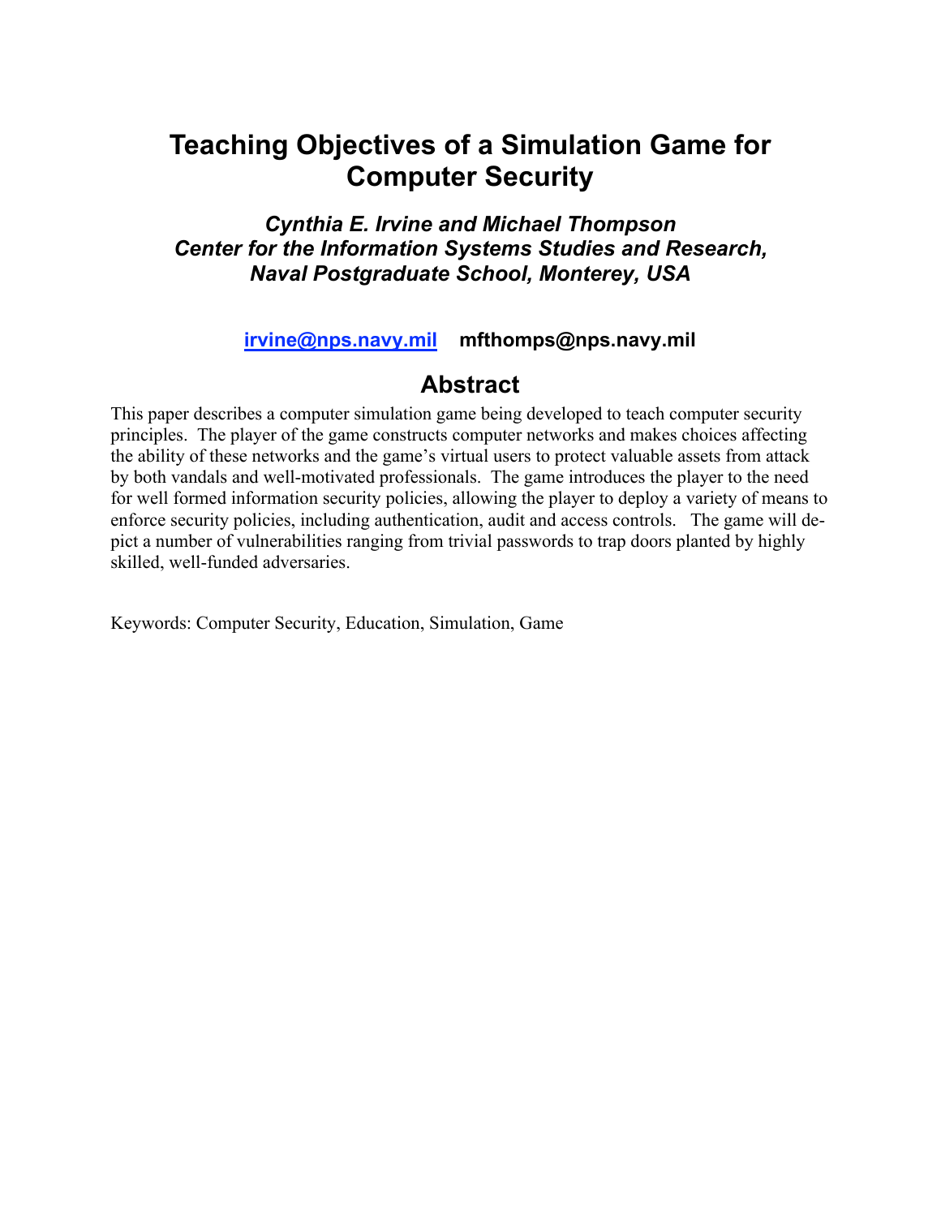# Teaching Objectives of a Simulation Game for Computer Security

***Cynthia E. Irvine and Michael Thompson***
***Center for the Information Systems Studies and Research, Naval Postgraduate School, Monterey, USA***

**irvine@nps.navy.mil** **mfthomps@nps.navy.mil**

## Abstract

This paper describes a computer simulation game being developed to teach computer security principles. The player of the game constructs computer networks and makes choices affecting the ability of these networks and the game's virtual users to protect valuable assets from attack by both vandals and well-motivated professionals. The game introduces the player to the need for well formed information security policies, allowing the player to deploy a variety of means to enforce security policies, including authentication, audit and access controls. The game will depict a number of vulnerabilities ranging from trivial passwords to trap doors planted by highly skilled, well-funded adversaries.

Keywords: Computer Security, Education, Simulation, Game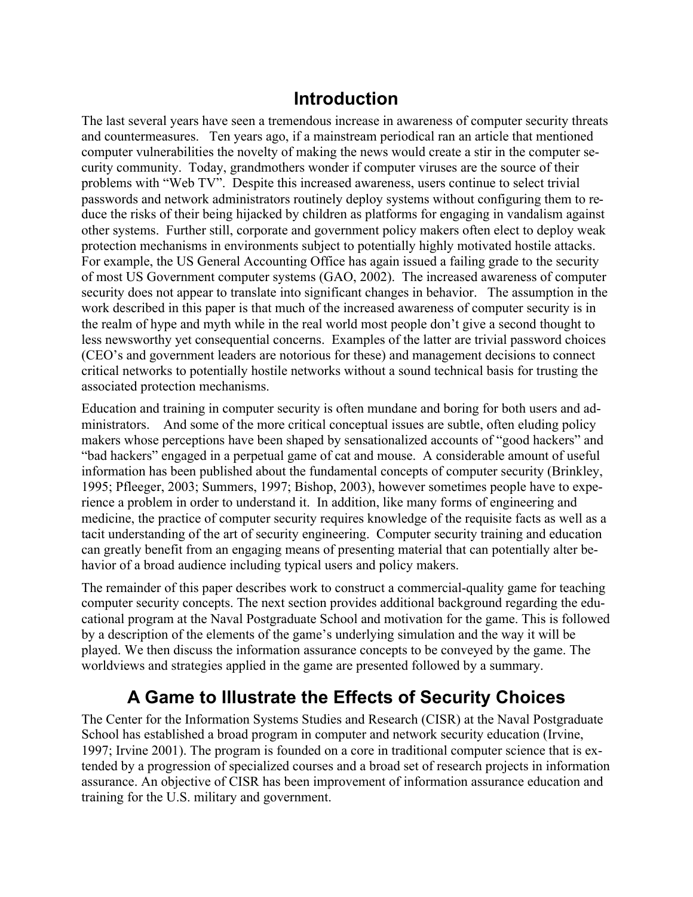## Introduction

The last several years have seen a tremendous increase in awareness of computer security threats and countermeasures. Ten years ago, if a mainstream periodical ran an article that mentioned computer vulnerabilities the novelty of making the news would create a stir in the computer security community. Today, grandmothers wonder if computer viruses are the source of their problems with "Web TV". Despite this increased awareness, users continue to select trivial passwords and network administrators routinely deploy systems without configuring them to reduce the risks of their being hijacked by children as platforms for engaging in vandalism against other systems. Further still, corporate and government policy makers often elect to deploy weak protection mechanisms in environments subject to potentially highly motivated hostile attacks. For example, the US General Accounting Office has again issued a failing grade to the security of most US Government computer systems (GAO, 2002). The increased awareness of computer security does not appear to translate into significant changes in behavior. The assumption in the work described in this paper is that much of the increased awareness of computer security is in the realm of hype and myth while in the real world most people don't give a second thought to less newsworthy yet consequential concerns. Examples of the latter are trivial password choices (CEO's and government leaders are notorious for these) and management decisions to connect critical networks to potentially hostile networks without a sound technical basis for trusting the associated protection mechanisms.

Education and training in computer security is often mundane and boring for both users and administrators. And some of the more critical conceptual issues are subtle, often eluding policy makers whose perceptions have been shaped by sensationalized accounts of "good hackers" and "bad hackers" engaged in a perpetual game of cat and mouse. A considerable amount of useful information has been published about the fundamental concepts of computer security (Brinkley, 1995; Pfleeger, 2003; Summers, 1997; Bishop, 2003), however sometimes people have to experience a problem in order to understand it. In addition, like many forms of engineering and medicine, the practice of computer security requires knowledge of the requisite facts as well as a tacit understanding of the art of security engineering. Computer security training and education can greatly benefit from an engaging means of presenting material that can potentially alter behavior of a broad audience including typical users and policy makers.

The remainder of this paper describes work to construct a commercial-quality game for teaching computer security concepts. The next section provides additional background regarding the educational program at the Naval Postgraduate School and motivation for the game. This is followed by a description of the elements of the game's underlying simulation and the way it will be played. We then discuss the information assurance concepts to be conveyed by the game. The worldviews and strategies applied in the game are presented followed by a summary.

## A Game to Illustrate the Effects of Security Choices

The Center for the Information Systems Studies and Research (CISR) at the Naval Postgraduate School has established a broad program in computer and network security education (Irvine, 1997; Irvine 2001). The program is founded on a core in traditional computer science that is extended by a progression of specialized courses and a broad set of research projects in information assurance. An objective of CISR has been improvement of information assurance education and training for the U.S. military and government.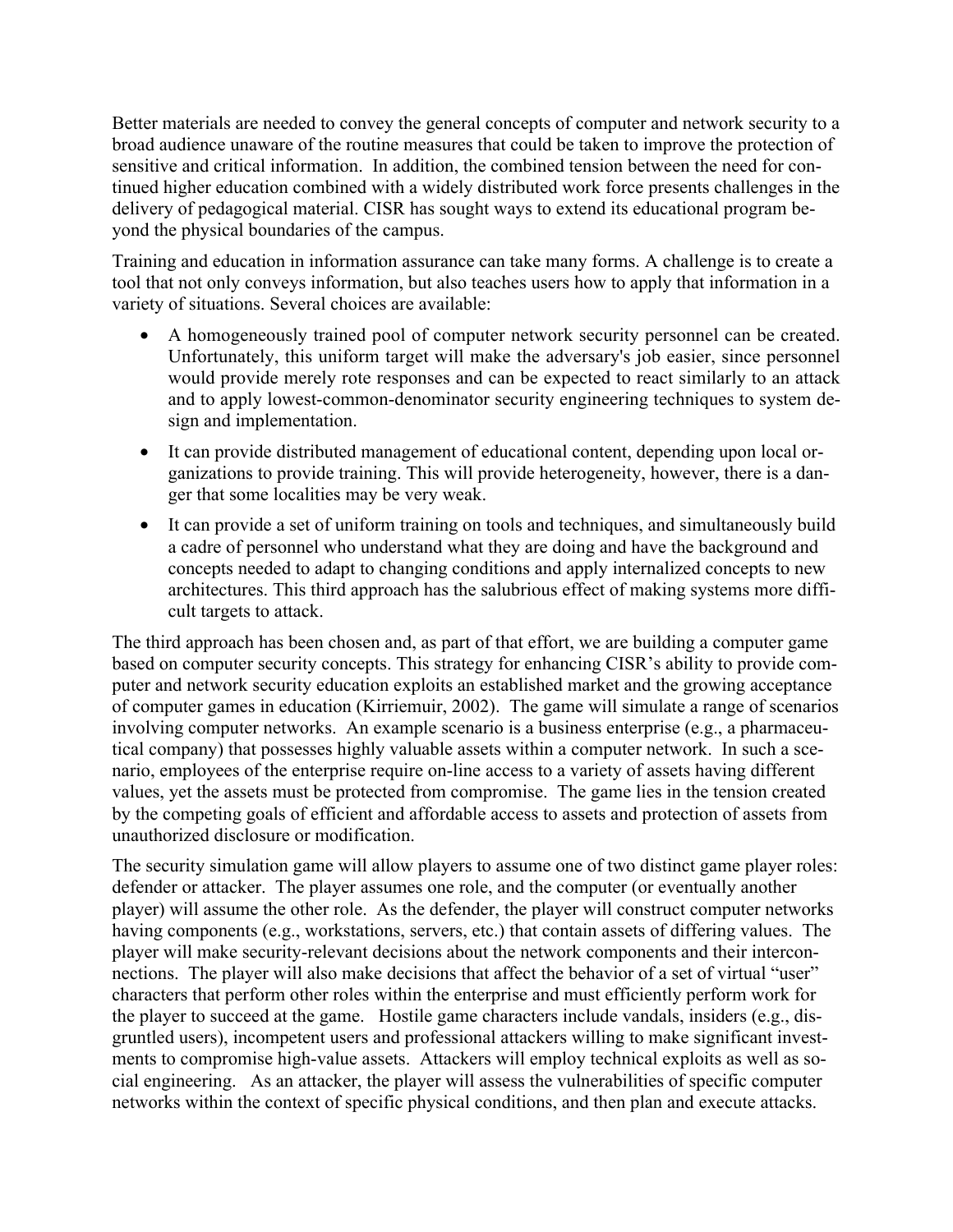Better materials are needed to convey the general concepts of computer and network security to a broad audience unaware of the routine measures that could be taken to improve the protection of sensitive and critical information. In addition, the combined tension between the need for continued higher education combined with a widely distributed work force presents challenges in the delivery of pedagogical material. CISR has sought ways to extend its educational program beyond the physical boundaries of the campus.

Training and education in information assurance can take many forms. A challenge is to create a tool that not only conveys information, but also teaches users how to apply that information in a variety of situations. Several choices are available:

- A homogeneously trained pool of computer network security personnel can be created. Unfortunately, this uniform target will make the adversary's job easier, since personnel would provide merely rote responses and can be expected to react similarly to an attack and to apply lowest-common-denominator security engineering techniques to system design and implementation.
- It can provide distributed management of educational content, depending upon local organizations to provide training. This will provide heterogeneity, however, there is a danger that some localities may be very weak.
- It can provide a set of uniform training on tools and techniques, and simultaneously build a cadre of personnel who understand what they are doing and have the background and concepts needed to adapt to changing conditions and apply internalized concepts to new architectures. This third approach has the salubrious effect of making systems more difficult targets to attack.

The third approach has been chosen and, as part of that effort, we are building a computer game based on computer security concepts. This strategy for enhancing CISR's ability to provide computer and network security education exploits an established market and the growing acceptance of computer games in education (Kirriemuir, 2002). The game will simulate a range of scenarios involving computer networks. An example scenario is a business enterprise (e.g., a pharmaceutical company) that possesses highly valuable assets within a computer network. In such a scenario, employees of the enterprise require on-line access to a variety of assets having different values, yet the assets must be protected from compromise. The game lies in the tension created by the competing goals of efficient and affordable access to assets and protection of assets from unauthorized disclosure or modification.

The security simulation game will allow players to assume one of two distinct game player roles: defender or attacker. The player assumes one role, and the computer (or eventually another player) will assume the other role. As the defender, the player will construct computer networks having components (e.g., workstations, servers, etc.) that contain assets of differing values. The player will make security-relevant decisions about the network components and their interconnections. The player will also make decisions that affect the behavior of a set of virtual "user" characters that perform other roles within the enterprise and must efficiently perform work for the player to succeed at the game. Hostile game characters include vandals, insiders (e.g., disgruntled users), incompetent users and professional attackers willing to make significant investments to compromise high-value assets. Attackers will employ technical exploits as well as social engineering. As an attacker, the player will assess the vulnerabilities of specific computer networks within the context of specific physical conditions, and then plan and execute attacks.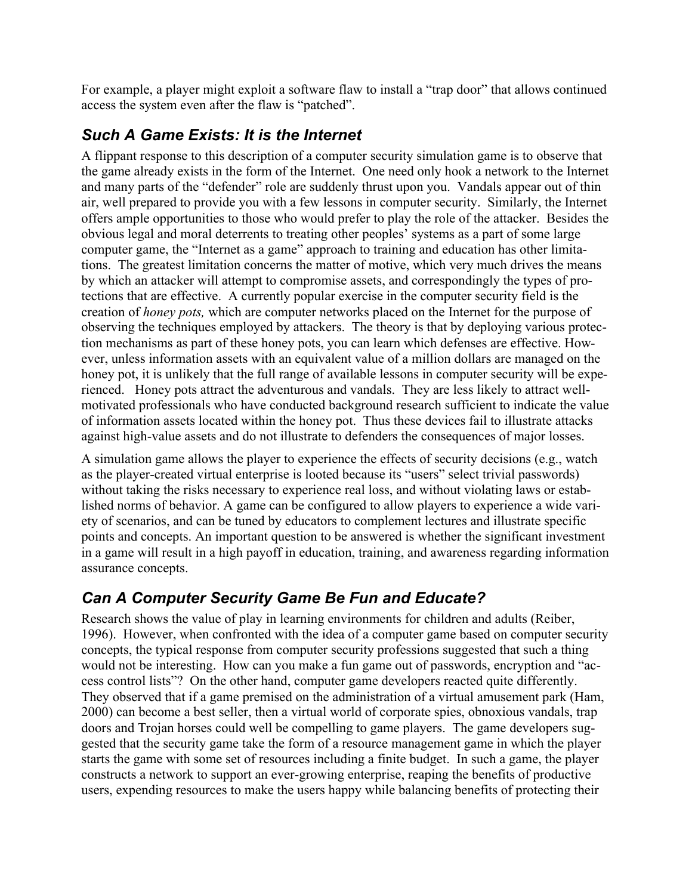For example, a player might exploit a software flaw to install a "trap door" that allows continued access the system even after the flaw is "patched".

## *Such A Game Exists: It is the Internet*

A flippant response to this description of a computer security simulation game is to observe that the game already exists in the form of the Internet. One need only hook a network to the Internet and many parts of the "defender" role are suddenly thrust upon you. Vandals appear out of thin air, well prepared to provide you with a few lessons in computer security. Similarly, the Internet offers ample opportunities to those who would prefer to play the role of the attacker. Besides the obvious legal and moral deterrents to treating other peoples' systems as a part of some large computer game, the "Internet as a game" approach to training and education has other limitations. The greatest limitation concerns the matter of motive, which very much drives the means by which an attacker will attempt to compromise assets, and correspondingly the types of protections that are effective. A currently popular exercise in the computer security field is the creation of *honey pots,* which are computer networks placed on the Internet for the purpose of observing the techniques employed by attackers. The theory is that by deploying various protection mechanisms as part of these honey pots, you can learn which defenses are effective. However, unless information assets with an equivalent value of a million dollars are managed on the honey pot, it is unlikely that the full range of available lessons in computer security will be experienced. Honey pots attract the adventurous and vandals. They are less likely to attract well-motivated professionals who have conducted background research sufficient to indicate the value of information assets located within the honey pot. Thus these devices fail to illustrate attacks against high-value assets and do not illustrate to defenders the consequences of major losses.

A simulation game allows the player to experience the effects of security decisions (e.g., watch as the player-created virtual enterprise is looted because its "users" select trivial passwords) without taking the risks necessary to experience real loss, and without violating laws or established norms of behavior. A game can be configured to allow players to experience a wide variety of scenarios, and can be tuned by educators to complement lectures and illustrate specific points and concepts. An important question to be answered is whether the significant investment in a game will result in a high payoff in education, training, and awareness regarding information assurance concepts.

## *Can A Computer Security Game Be Fun and Educate?*

Research shows the value of play in learning environments for children and adults (Reiber, 1996). However, when confronted with the idea of a computer game based on computer security concepts, the typical response from computer security professions suggested that such a thing would not be interesting. How can you make a fun game out of passwords, encryption and "access control lists"? On the other hand, computer game developers reacted quite differently. They observed that if a game premised on the administration of a virtual amusement park (Ham, 2000) can become a best seller, then a virtual world of corporate spies, obnoxious vandals, trap doors and Trojan horses could well be compelling to game players. The game developers suggested that the security game take the form of a resource management game in which the player starts the game with some set of resources including a finite budget. In such a game, the player constructs a network to support an ever-growing enterprise, reaping the benefits of productive users, expending resources to make the users happy while balancing benefits of protecting their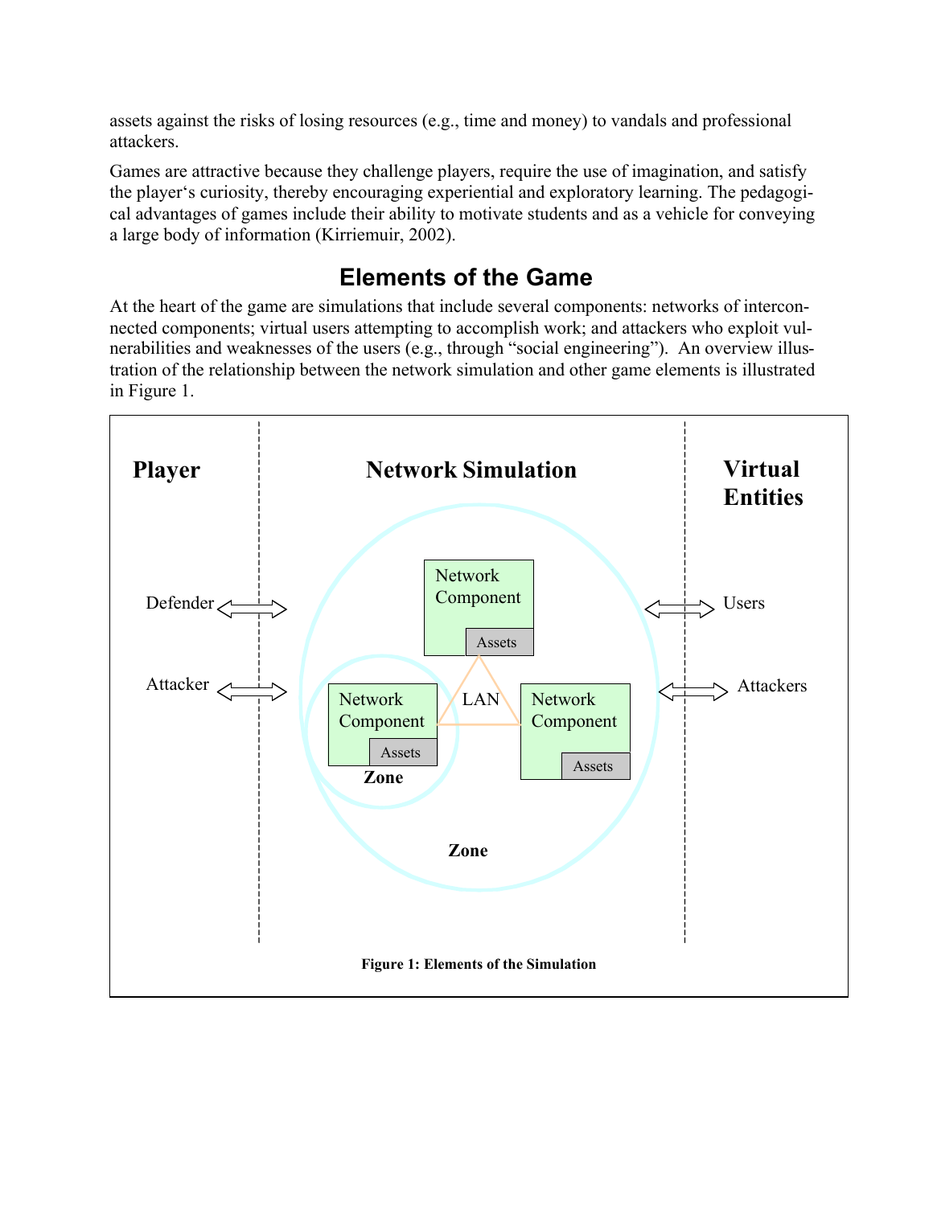assets against the risks of losing resources (e.g., time and money) to vandals and professional attackers.

Games are attractive because they challenge players, require the use of imagination, and satisfy the player's curiosity, thereby encouraging experiential and exploratory learning. The pedagogical advantages of games include their ability to motivate students and as a vehicle for conveying a large body of information (Kirriemuir, 2002).

## Elements of the Game

At the heart of the game are simulations that include several components: networks of interconnected components; virtual users attempting to accomplish work; and attackers who exploit vulnerabilities and weaknesses of the users (e.g., through "social engineering"). An overview illustration of the relationship between the network simulation and other game elements is illustrated in Figure 1.

**Figure 1: Elements of the Simulation**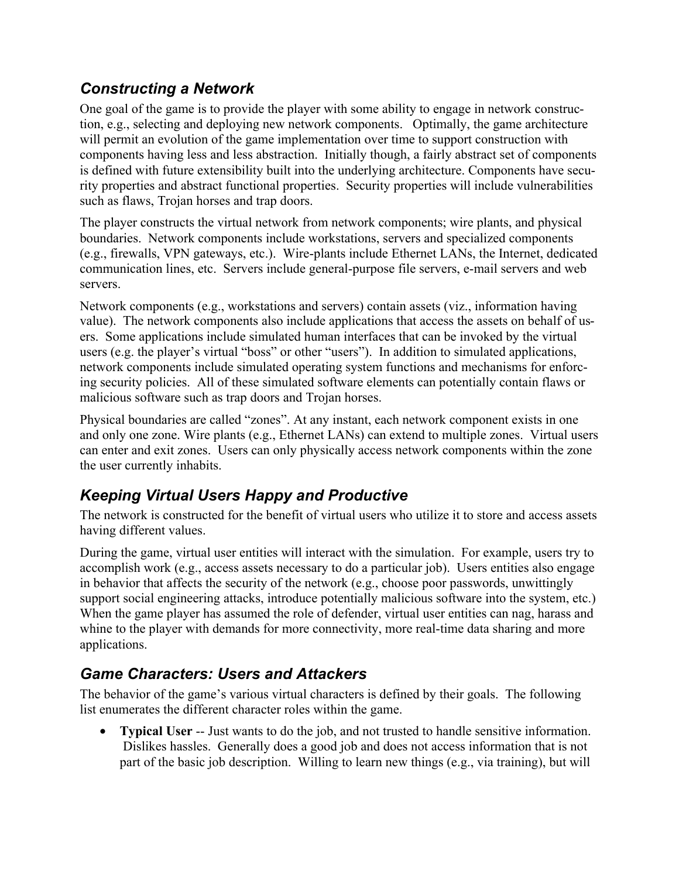## *Constructing a Network*

One goal of the game is to provide the player with some ability to engage in network construction, e.g., selecting and deploying new network components. Optimally, the game architecture will permit an evolution of the game implementation over time to support construction with components having less and less abstraction. Initially though, a fairly abstract set of components is defined with future extensibility built into the underlying architecture. Components have security properties and abstract functional properties. Security properties will include vulnerabilities such as flaws, Trojan horses and trap doors.

The player constructs the virtual network from network components; wire plants, and physical boundaries. Network components include workstations, servers and specialized components (e.g., firewalls, VPN gateways, etc.). Wire-plants include Ethernet LANs, the Internet, dedicated communication lines, etc. Servers include general-purpose file servers, e-mail servers and web servers.

Network components (e.g., workstations and servers) contain assets (viz., information having value). The network components also include applications that access the assets on behalf of users. Some applications include simulated human interfaces that can be invoked by the virtual users (e.g. the player's virtual "boss" or other "users"). In addition to simulated applications, network components include simulated operating system functions and mechanisms for enforcing security policies. All of these simulated software elements can potentially contain flaws or malicious software such as trap doors and Trojan horses.

Physical boundaries are called "zones". At any instant, each network component exists in one and only one zone. Wire plants (e.g., Ethernet LANs) can extend to multiple zones. Virtual users can enter and exit zones. Users can only physically access network components within the zone the user currently inhabits.

## *Keeping Virtual Users Happy and Productive*

The network is constructed for the benefit of virtual users who utilize it to store and access assets having different values.

During the game, virtual user entities will interact with the simulation. For example, users try to accomplish work (e.g., access assets necessary to do a particular job). Users entities also engage in behavior that affects the security of the network (e.g., choose poor passwords, unwittingly support social engineering attacks, introduce potentially malicious software into the system, etc.) When the game player has assumed the role of defender, virtual user entities can nag, harass and whine to the player with demands for more connectivity, more real-time data sharing and more applications.

## *Game Characters: Users and Attackers*

The behavior of the game's various virtual characters is defined by their goals. The following list enumerates the different character roles within the game.

- **Typical User** -- Just wants to do the job, and not trusted to handle sensitive information. Dislikes hassles. Generally does a good job and does not access information that is not part of the basic job description. Willing to learn new things (e.g., via training), but will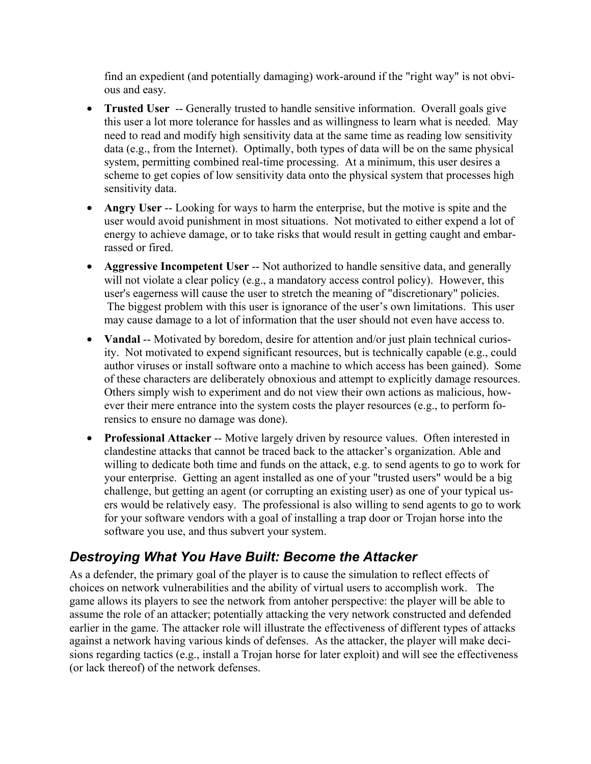find an expedient (and potentially damaging) work-around if the "right way" is not obvious and easy.

- **Trusted User** -- Generally trusted to handle sensitive information. Overall goals give this user a lot more tolerance for hassles and as willingness to learn what is needed. May need to read and modify high sensitivity data at the same time as reading low sensitivity data (e.g., from the Internet). Optimally, both types of data will be on the same physical system, permitting combined real-time processing. At a minimum, this user desires a scheme to get copies of low sensitivity data onto the physical system that processes high sensitivity data.
- **Angry User** -- Looking for ways to harm the enterprise, but the motive is spite and the user would avoid punishment in most situations. Not motivated to either expend a lot of energy to achieve damage, or to take risks that would result in getting caught and embarrassed or fired.
- **Aggressive Incompetent User** -- Not authorized to handle sensitive data, and generally will not violate a clear policy (e.g., a mandatory access control policy). However, this user's eagerness will cause the user to stretch the meaning of "discretionary" policies. The biggest problem with this user is ignorance of the user's own limitations. This user may cause damage to a lot of information that the user should not even have access to.
- **Vandal** -- Motivated by boredom, desire for attention and/or just plain technical curiosity. Not motivated to expend significant resources, but is technically capable (e.g., could author viruses or install software onto a machine to which access has been gained). Some of these characters are deliberately obnoxious and attempt to explicitly damage resources. Others simply wish to experiment and do not view their own actions as malicious, however their mere entrance into the system costs the player resources (e.g., to perform forensics to ensure no damage was done).
- **Professional Attacker** -- Motive largely driven by resource values. Often interested in clandestine attacks that cannot be traced back to the attacker's organization. Able and willing to dedicate both time and funds on the attack, e.g. to send agents to go to work for your enterprise. Getting an agent installed as one of your "trusted users" would be a big challenge, but getting an agent (or corrupting an existing user) as one of your typical users would be relatively easy. The professional is also willing to send agents to go to work for your software vendors with a goal of installing a trap door or Trojan horse into the software you use, and thus subvert your system.

## *Destroying What You Have Built: Become the Attacker*

As a defender, the primary goal of the player is to cause the simulation to reflect effects of choices on network vulnerabilities and the ability of virtual users to accomplish work. The game allows its players to see the network from antoher perspective: the player will be able to assume the role of an attacker; potentially attacking the very network constructed and defended earlier in the game. The attacker role will illustrate the effectiveness of different types of attacks against a network having various kinds of defenses. As the attacker, the player will make decisions regarding tactics (e.g., install a Trojan horse for later exploit) and will see the effectiveness (or lack thereof) of the network defenses.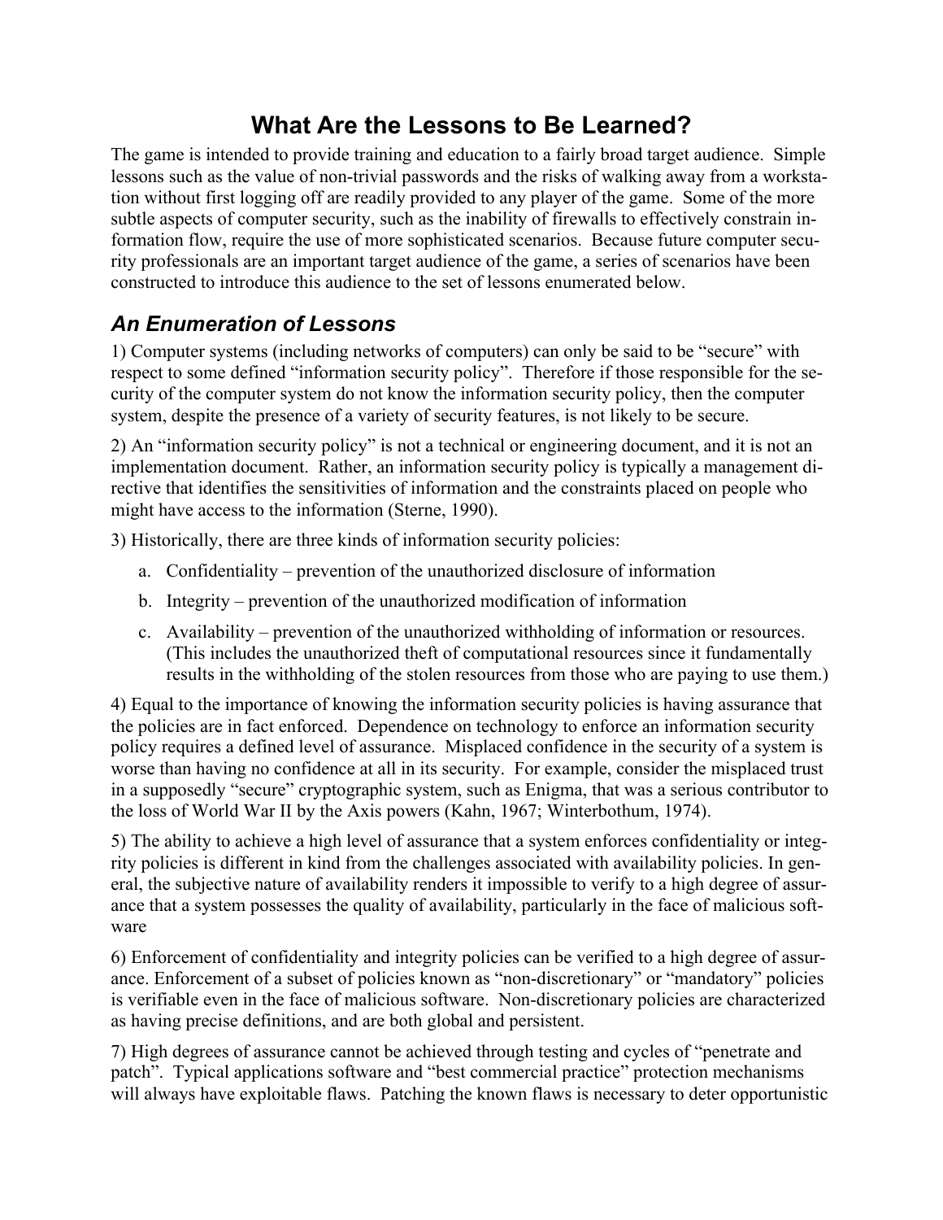# What Are the Lessons to Be Learned?

The game is intended to provide training and education to a fairly broad target audience. Simple lessons such as the value of non-trivial passwords and the risks of walking away from a workstation without first logging off are readily provided to any player of the game. Some of the more subtle aspects of computer security, such as the inability of firewalls to effectively constrain information flow, require the use of more sophisticated scenarios. Because future computer security professionals are an important target audience of the game, a series of scenarios have been constructed to introduce this audience to the set of lessons enumerated below.

## *An Enumeration of Lessons*

1) Computer systems (including networks of computers) can only be said to be "secure" with respect to some defined "information security policy". Therefore if those responsible for the security of the computer system do not know the information security policy, then the computer system, despite the presence of a variety of security features, is not likely to be secure.

2) An "information security policy" is not a technical or engineering document, and it is not an implementation document. Rather, an information security policy is typically a management directive that identifies the sensitivities of information and the constraints placed on people who might have access to the information (Sterne, 1990).

3) Historically, there are three kinds of information security policies:

a. Confidentiality – prevention of the unauthorized disclosure of information

b. Integrity – prevention of the unauthorized modification of information

c. Availability – prevention of the unauthorized withholding of information or resources. (This includes the unauthorized theft of computational resources since it fundamentally results in the withholding of the stolen resources from those who are paying to use them.)

4) Equal to the importance of knowing the information security policies is having assurance that the policies are in fact enforced. Dependence on technology to enforce an information security policy requires a defined level of assurance. Misplaced confidence in the security of a system is worse than having no confidence at all in its security. For example, consider the misplaced trust in a supposedly "secure" cryptographic system, such as Enigma, that was a serious contributor to the loss of World War II by the Axis powers (Kahn, 1967; Winterbothum, 1974).

5) The ability to achieve a high level of assurance that a system enforces confidentiality or integrity policies is different in kind from the challenges associated with availability policies. In general, the subjective nature of availability renders it impossible to verify to a high degree of assurance that a system possesses the quality of availability, particularly in the face of malicious software

6) Enforcement of confidentiality and integrity policies can be verified to a high degree of assurance. Enforcement of a subset of policies known as "non-discretionary" or "mandatory" policies is verifiable even in the face of malicious software. Non-discretionary policies are characterized as having precise definitions, and are both global and persistent.

7) High degrees of assurance cannot be achieved through testing and cycles of "penetrate and patch". Typical applications software and "best commercial practice" protection mechanisms will always have exploitable flaws. Patching the known flaws is necessary to deter opportunistic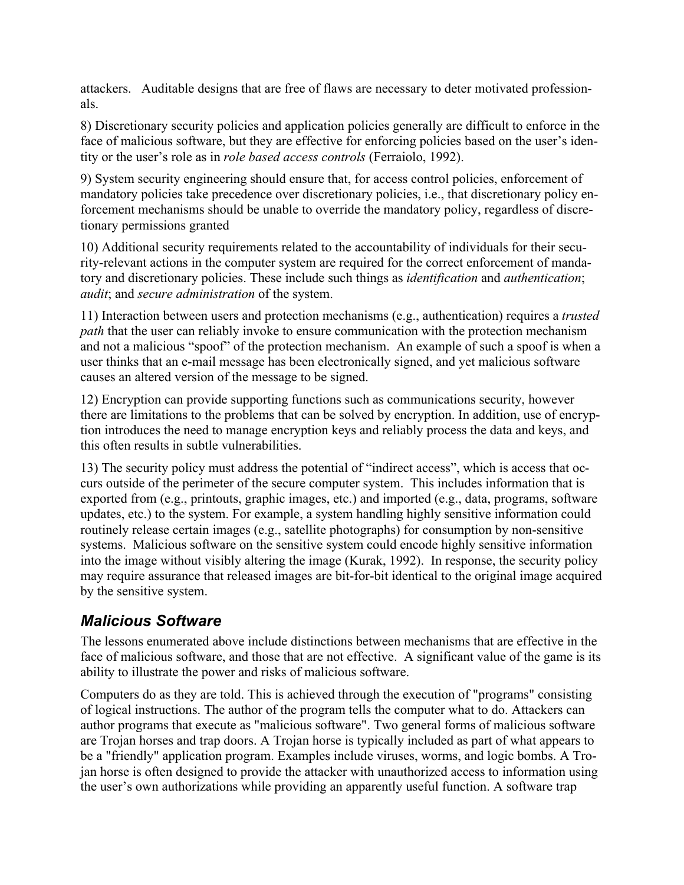attackers. Auditable designs that are free of flaws are necessary to deter motivated professionals.

8) Discretionary security policies and application policies generally are difficult to enforce in the face of malicious software, but they are effective for enforcing policies based on the user's identity or the user's role as in *role based access controls* (Ferraiolo, 1992).

9) System security engineering should ensure that, for access control policies, enforcement of mandatory policies take precedence over discretionary policies, i.e., that discretionary policy enforcement mechanisms should be unable to override the mandatory policy, regardless of discretionary permissions granted

10) Additional security requirements related to the accountability of individuals for their security-relevant actions in the computer system are required for the correct enforcement of mandatory and discretionary policies. These include such things as *identification* and *authentication*; *audit*; and *secure administration* of the system.

11) Interaction between users and protection mechanisms (e.g., authentication) requires a *trusted path* that the user can reliably invoke to ensure communication with the protection mechanism and not a malicious "spoof" of the protection mechanism. An example of such a spoof is when a user thinks that an e-mail message has been electronically signed, and yet malicious software causes an altered version of the message to be signed.

12) Encryption can provide supporting functions such as communications security, however there are limitations to the problems that can be solved by encryption. In addition, use of encryption introduces the need to manage encryption keys and reliably process the data and keys, and this often results in subtle vulnerabilities.

13) The security policy must address the potential of "indirect access", which is access that occurs outside of the perimeter of the secure computer system. This includes information that is exported from (e.g., printouts, graphic images, etc.) and imported (e.g., data, programs, software updates, etc.) to the system. For example, a system handling highly sensitive information could routinely release certain images (e.g., satellite photographs) for consumption by non-sensitive systems. Malicious software on the sensitive system could encode highly sensitive information into the image without visibly altering the image (Kurak, 1992). In response, the security policy may require assurance that released images are bit-for-bit identical to the original image acquired by the sensitive system.

## *Malicious Software*

The lessons enumerated above include distinctions between mechanisms that are effective in the face of malicious software, and those that are not effective. A significant value of the game is its ability to illustrate the power and risks of malicious software.

Computers do as they are told. This is achieved through the execution of "programs" consisting of logical instructions. The author of the program tells the computer what to do. Attackers can author programs that execute as "malicious software". Two general forms of malicious software are Trojan horses and trap doors. A Trojan horse is typically included as part of what appears to be a "friendly" application program. Examples include viruses, worms, and logic bombs. A Trojan horse is often designed to provide the attacker with unauthorized access to information using the user's own authorizations while providing an apparently useful function. A software trap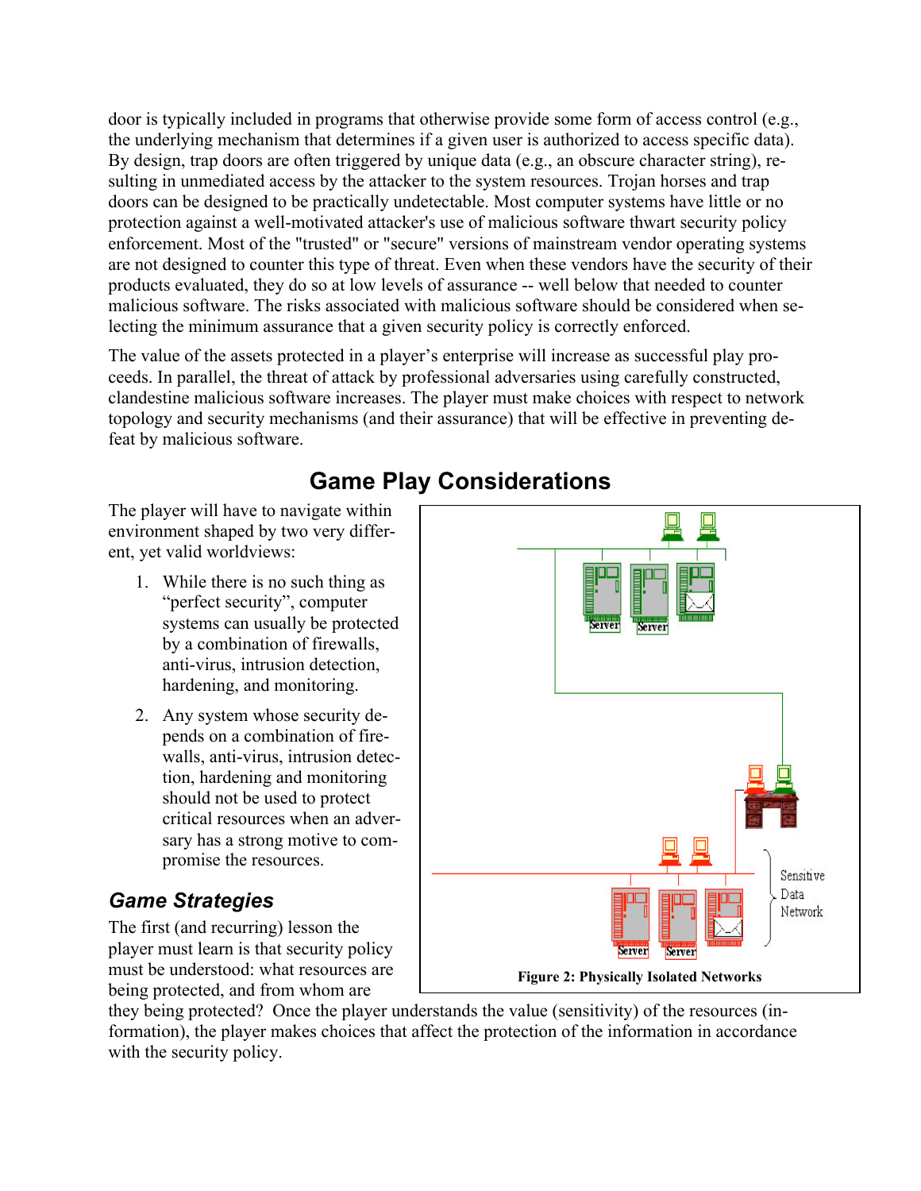door is typically included in programs that otherwise provide some form of access control (e.g., the underlying mechanism that determines if a given user is authorized to access specific data). By design, trap doors are often triggered by unique data (e.g., an obscure character string), resulting in unmediated access by the attacker to the system resources. Trojan horses and trap doors can be designed to be practically undetectable. Most computer systems have little or no protection against a well-motivated attacker's use of malicious software thwart security policy enforcement. Most of the "trusted" or "secure" versions of mainstream vendor operating systems are not designed to counter this type of threat. Even when these vendors have the security of their products evaluated, they do so at low levels of assurance -- well below that needed to counter malicious software. The risks associated with malicious software should be considered when selecting the minimum assurance that a given security policy is correctly enforced.

The value of the assets protected in a player's enterprise will increase as successful play proceeds. In parallel, the threat of attack by professional adversaries using carefully constructed, clandestine malicious software increases. The player must make choices with respect to network topology and security mechanisms (and their assurance) that will be effective in preventing defeat by malicious software.

## Game Play Considerations

The player will have to navigate within environment shaped by two very different, yet valid worldviews:

1. While there is no such thing as "perfect security", computer systems can usually be protected by a combination of firewalls, anti-virus, intrusion detection, hardening, and monitoring.
2. Any system whose security depends on a combination of firewalls, anti-virus, intrusion detection, hardening and monitoring should not be used to protect critical resources when an adversary has a strong motive to compromise the resources.

Server Server Sensitive Data Network Server Server

**Figure 2: Physically Isolated Networks**

### *Game Strategies*

The first (and recurring) lesson the player must learn is that security policy must be understood: what resources are being protected, and from whom are they being protected? Once the player understands the value (sensitivity) of the resources (information), the player makes choices that affect the protection of the information in accordance with the security policy.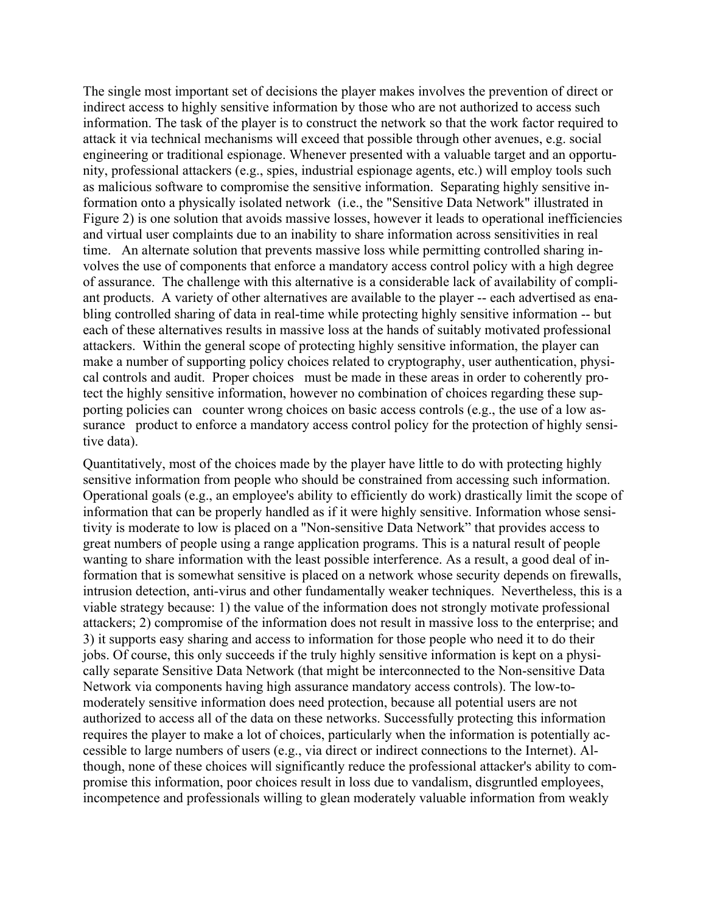The single most important set of decisions the player makes involves the prevention of direct or indirect access to highly sensitive information by those who are not authorized to access such information. The task of the player is to construct the network so that the work factor required to attack it via technical mechanisms will exceed that possible through other avenues, e.g. social engineering or traditional espionage. Whenever presented with a valuable target and an opportunity, professional attackers (e.g., spies, industrial espionage agents, etc.) will employ tools such as malicious software to compromise the sensitive information. Separating highly sensitive information onto a physically isolated network (i.e., the "Sensitive Data Network" illustrated in Figure 2) is one solution that avoids massive losses, however it leads to operational inefficiencies and virtual user complaints due to an inability to share information across sensitivities in real time. An alternate solution that prevents massive loss while permitting controlled sharing involves the use of components that enforce a mandatory access control policy with a high degree of assurance. The challenge with this alternative is a considerable lack of availability of compliant products. A variety of other alternatives are available to the player -- each advertised as enabling controlled sharing of data in real-time while protecting highly sensitive information -- but each of these alternatives results in massive loss at the hands of suitably motivated professional attackers. Within the general scope of protecting highly sensitive information, the player can make a number of supporting policy choices related to cryptography, user authentication, physical controls and audit. Proper choices must be made in these areas in order to coherently protect the highly sensitive information, however no combination of choices regarding these supporting policies can counter wrong choices on basic access controls (e.g., the use of a low assurance product to enforce a mandatory access control policy for the protection of highly sensitive data).

Quantitatively, most of the choices made by the player have little to do with protecting highly sensitive information from people who should be constrained from accessing such information. Operational goals (e.g., an employee's ability to efficiently do work) drastically limit the scope of information that can be properly handled as if it were highly sensitive. Information whose sensitivity is moderate to low is placed on a "Non-sensitive Data Network" that provides access to great numbers of people using a range application programs. This is a natural result of people wanting to share information with the least possible interference. As a result, a good deal of information that is somewhat sensitive is placed on a network whose security depends on firewalls, intrusion detection, anti-virus and other fundamentally weaker techniques. Nevertheless, this is a viable strategy because: 1) the value of the information does not strongly motivate professional attackers; 2) compromise of the information does not result in massive loss to the enterprise; and 3) it supports easy sharing and access to information for those people who need it to do their jobs. Of course, this only succeeds if the truly highly sensitive information is kept on a physically separate Sensitive Data Network (that might be interconnected to the Non-sensitive Data Network via components having high assurance mandatory access controls). The low-to-moderately sensitive information does need protection, because all potential users are not authorized to access all of the data on these networks. Successfully protecting this information requires the player to make a lot of choices, particularly when the information is potentially accessible to large numbers of users (e.g., via direct or indirect connections to the Internet). Although, none of these choices will significantly reduce the professional attacker's ability to compromise this information, poor choices result in loss due to vandalism, disgruntled employees, incompetence and professionals willing to glean moderately valuable information from weakly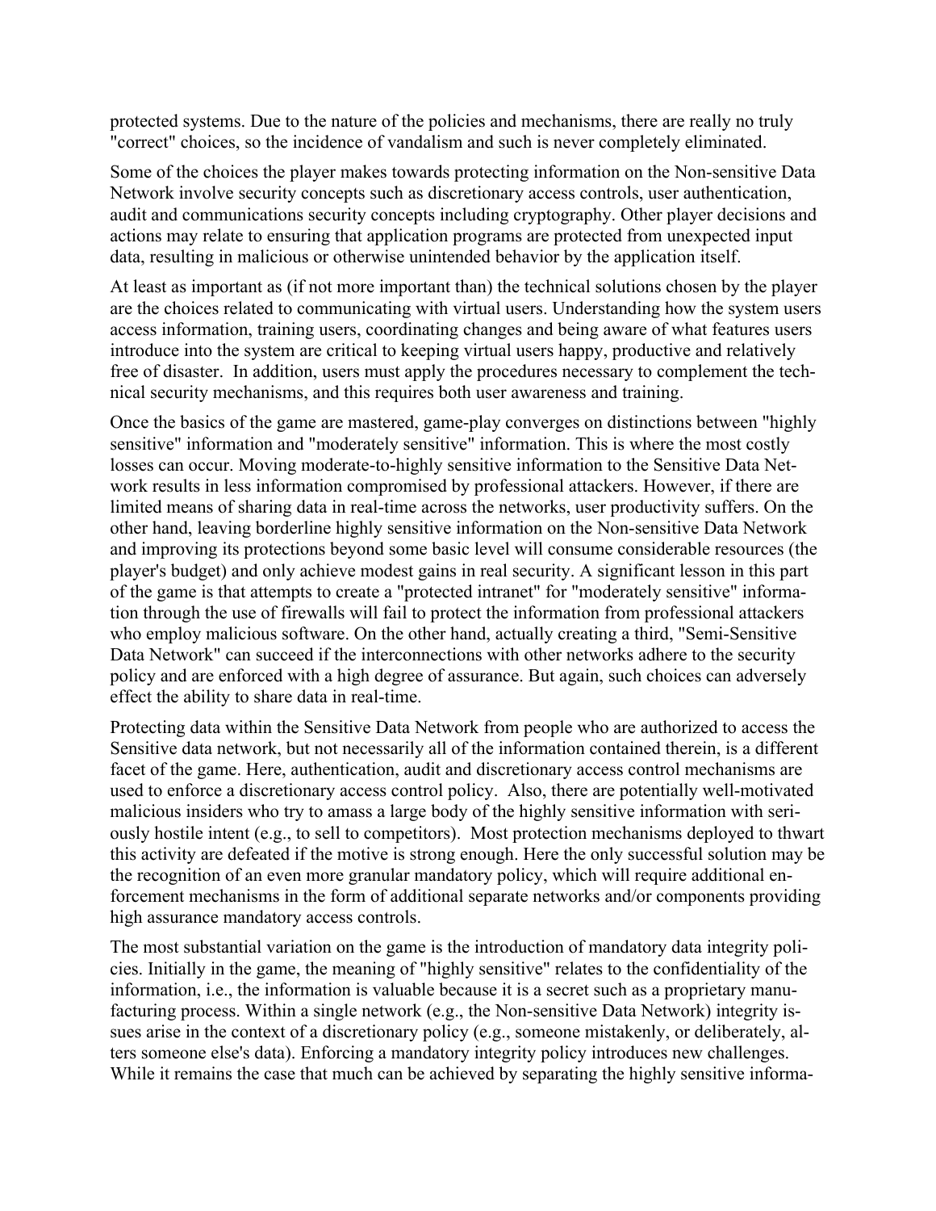protected systems. Due to the nature of the policies and mechanisms, there are really no truly "correct" choices, so the incidence of vandalism and such is never completely eliminated.

Some of the choices the player makes towards protecting information on the Non-sensitive Data Network involve security concepts such as discretionary access controls, user authentication, audit and communications security concepts including cryptography. Other player decisions and actions may relate to ensuring that application programs are protected from unexpected input data, resulting in malicious or otherwise unintended behavior by the application itself.

At least as important as (if not more important than) the technical solutions chosen by the player are the choices related to communicating with virtual users. Understanding how the system users access information, training users, coordinating changes and being aware of what features users introduce into the system are critical to keeping virtual users happy, productive and relatively free of disaster. In addition, users must apply the procedures necessary to complement the technical security mechanisms, and this requires both user awareness and training.

Once the basics of the game are mastered, game-play converges on distinctions between "highly sensitive" information and "moderately sensitive" information. This is where the most costly losses can occur. Moving moderate-to-highly sensitive information to the Sensitive Data Network results in less information compromised by professional attackers. However, if there are limited means of sharing data in real-time across the networks, user productivity suffers. On the other hand, leaving borderline highly sensitive information on the Non-sensitive Data Network and improving its protections beyond some basic level will consume considerable resources (the player's budget) and only achieve modest gains in real security. A significant lesson in this part of the game is that attempts to create a "protected intranet" for "moderately sensitive" information through the use of firewalls will fail to protect the information from professional attackers who employ malicious software. On the other hand, actually creating a third, "Semi-Sensitive Data Network" can succeed if the interconnections with other networks adhere to the security policy and are enforced with a high degree of assurance. But again, such choices can adversely effect the ability to share data in real-time.

Protecting data within the Sensitive Data Network from people who are authorized to access the Sensitive data network, but not necessarily all of the information contained therein, is a different facet of the game. Here, authentication, audit and discretionary access control mechanisms are used to enforce a discretionary access control policy. Also, there are potentially well-motivated malicious insiders who try to amass a large body of the highly sensitive information with seriously hostile intent (e.g., to sell to competitors). Most protection mechanisms deployed to thwart this activity are defeated if the motive is strong enough. Here the only successful solution may be the recognition of an even more granular mandatory policy, which will require additional enforcement mechanisms in the form of additional separate networks and/or components providing high assurance mandatory access controls.

The most substantial variation on the game is the introduction of mandatory data integrity policies. Initially in the game, the meaning of "highly sensitive" relates to the confidentiality of the information, i.e., the information is valuable because it is a secret such as a proprietary manufacturing process. Within a single network (e.g., the Non-sensitive Data Network) integrity issues arise in the context of a discretionary policy (e.g., someone mistakenly, or deliberately, alters someone else's data). Enforcing a mandatory integrity policy introduces new challenges. While it remains the case that much can be achieved by separating the highly sensitive informa-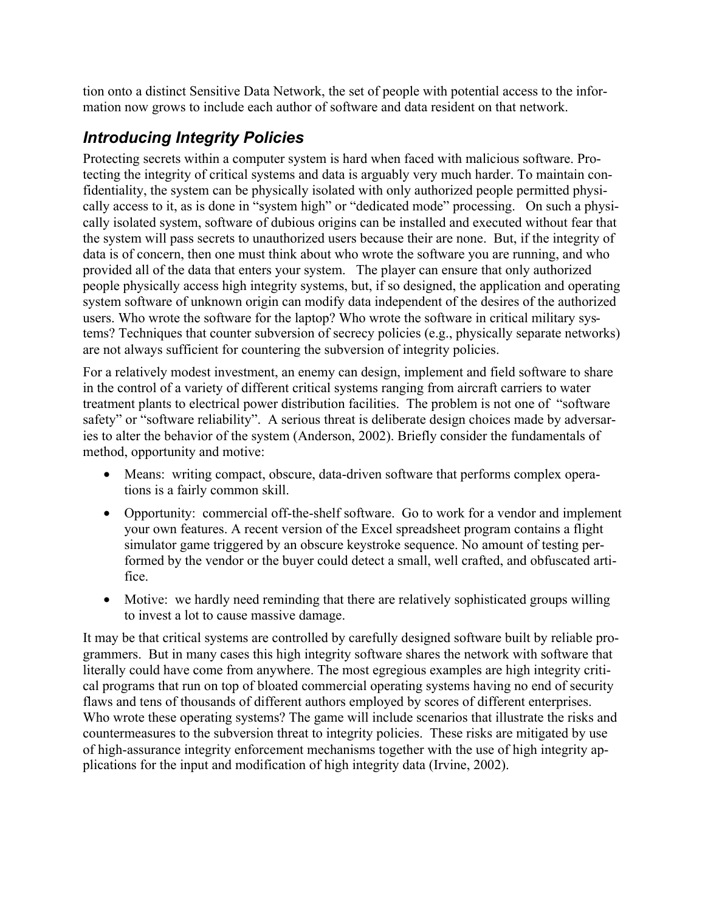tion onto a distinct Sensitive Data Network, the set of people with potential access to the information now grows to include each author of software and data resident on that network.

## *Introducing Integrity Policies*

Protecting secrets within a computer system is hard when faced with malicious software. Protecting the integrity of critical systems and data is arguably very much harder. To maintain confidentiality, the system can be physically isolated with only authorized people permitted physically access to it, as is done in "system high" or "dedicated mode" processing. On such a physically isolated system, software of dubious origins can be installed and executed without fear that the system will pass secrets to unauthorized users because their are none. But, if the integrity of data is of concern, then one must think about who wrote the software you are running, and who provided all of the data that enters your system. The player can ensure that only authorized people physically access high integrity systems, but, if so designed, the application and operating system software of unknown origin can modify data independent of the desires of the authorized users. Who wrote the software for the laptop? Who wrote the software in critical military systems? Techniques that counter subversion of secrecy policies (e.g., physically separate networks) are not always sufficient for countering the subversion of integrity policies.

For a relatively modest investment, an enemy can design, implement and field software to share in the control of a variety of different critical systems ranging from aircraft carriers to water treatment plants to electrical power distribution facilities. The problem is not one of "software safety" or "software reliability". A serious threat is deliberate design choices made by adversaries to alter the behavior of the system (Anderson, 2002). Briefly consider the fundamentals of method, opportunity and motive:

- Means: writing compact, obscure, data-driven software that performs complex operations is a fairly common skill.
- Opportunity: commercial off-the-shelf software. Go to work for a vendor and implement your own features. A recent version of the Excel spreadsheet program contains a flight simulator game triggered by an obscure keystroke sequence. No amount of testing performed by the vendor or the buyer could detect a small, well crafted, and obfuscated artifice.
- Motive: we hardly need reminding that there are relatively sophisticated groups willing to invest a lot to cause massive damage.

It may be that critical systems are controlled by carefully designed software built by reliable programmers. But in many cases this high integrity software shares the network with software that literally could have come from anywhere. The most egregious examples are high integrity critical programs that run on top of bloated commercial operating systems having no end of security flaws and tens of thousands of different authors employed by scores of different enterprises. Who wrote these operating systems? The game will include scenarios that illustrate the risks and countermeasures to the subversion threat to integrity policies. These risks are mitigated by use of high-assurance integrity enforcement mechanisms together with the use of high integrity applications for the input and modification of high integrity data (Irvine, 2002).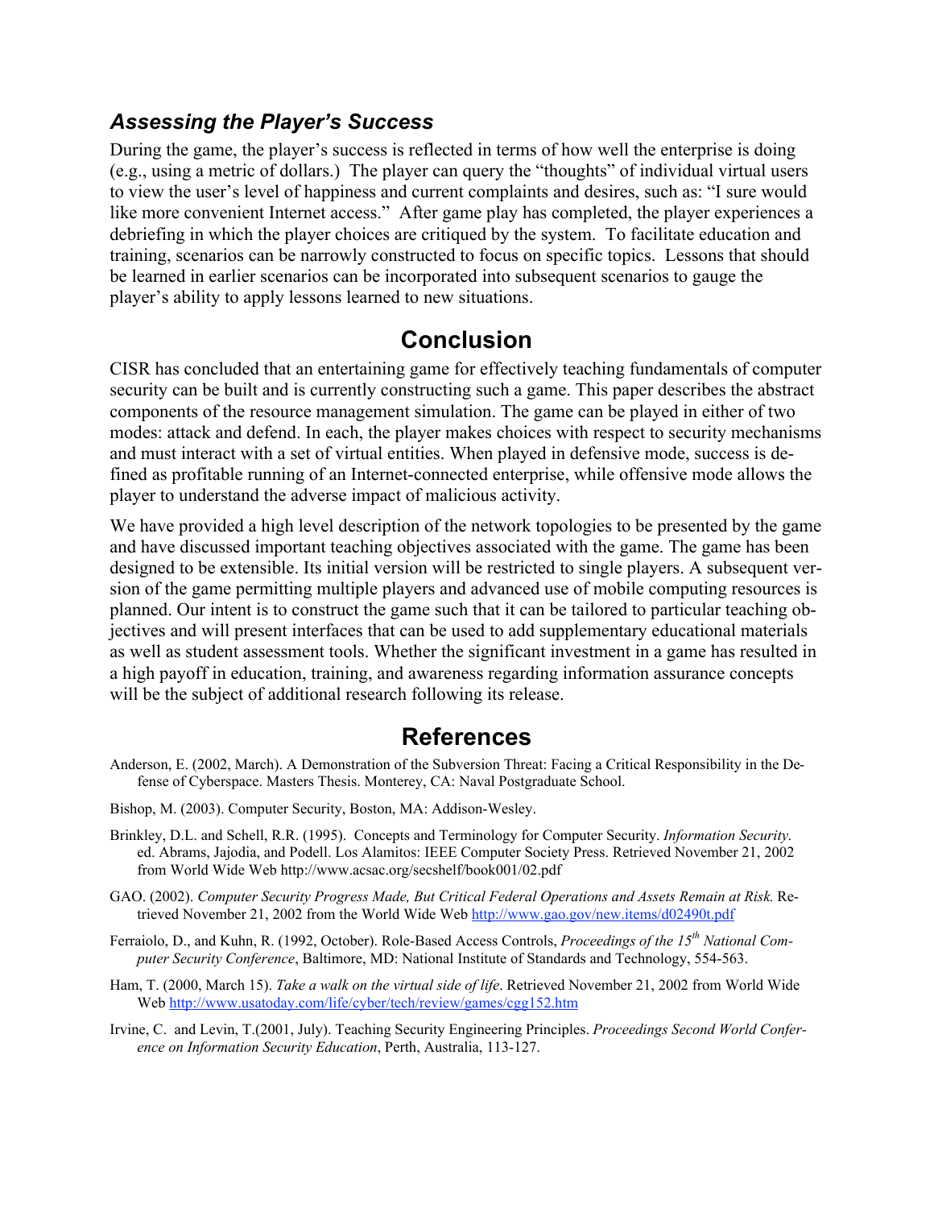### *Assessing the Player's Success*

During the game, the player's success is reflected in terms of how well the enterprise is doing (e.g., using a metric of dollars.) The player can query the "thoughts" of individual virtual users to view the user's level of happiness and current complaints and desires, such as: "I sure would like more convenient Internet access." After game play has completed, the player experiences a debriefing in which the player choices are critiqued by the system. To facilitate education and training, scenarios can be narrowly constructed to focus on specific topics. Lessons that should be learned in earlier scenarios can be incorporated into subsequent scenarios to gauge the player's ability to apply lessons learned to new situations.

## Conclusion

CISR has concluded that an entertaining game for effectively teaching fundamentals of computer security can be built and is currently constructing such a game. This paper describes the abstract components of the resource management simulation. The game can be played in either of two modes: attack and defend. In each, the player makes choices with respect to security mechanisms and must interact with a set of virtual entities. When played in defensive mode, success is defined as profitable running of an Internet-connected enterprise, while offensive mode allows the player to understand the adverse impact of malicious activity.

We have provided a high level description of the network topologies to be presented by the game and have discussed important teaching objectives associated with the game. The game has been designed to be extensible. Its initial version will be restricted to single players. A subsequent version of the game permitting multiple players and advanced use of mobile computing resources is planned. Our intent is to construct the game such that it can be tailored to particular teaching objectives and will present interfaces that can be used to add supplementary educational materials as well as student assessment tools. Whether the significant investment in a game has resulted in a high payoff in education, training, and awareness regarding information assurance concepts will be the subject of additional research following its release.

## References

Anderson, E. (2002, March). A Demonstration of the Subversion Threat: Facing a Critical Responsibility in the Defense of Cyberspace. Masters Thesis. Monterey, CA: Naval Postgraduate School.

Bishop, M. (2003). Computer Security, Boston, MA: Addison-Wesley.

Brinkley, D.L. and Schell, R.R. (1995). Concepts and Terminology for Computer Security. *Information Security.* ed. Abrams, Jajodia, and Podell. Los Alamitos: IEEE Computer Society Press. Retrieved November 21, 2002 from World Wide Web http://www.acsac.org/secshelf/book001/02.pdf

GAO. (2002). *Computer Security Progress Made, But Critical Federal Operations and Assets Remain at Risk.* Retrieved November 21, 2002 from the World Wide Web http://www.gao.gov/new.items/d02490t.pdf

Ferraiolo, D., and Kuhn, R. (1992, October). Role-Based Access Controls, *Proceedings of the 15th National Computer Security Conference*, Baltimore, MD: National Institute of Standards and Technology, 554-563.

Ham, T. (2000, March 15). *Take a walk on the virtual side of life*. Retrieved November 21, 2002 from World Wide Web http://www.usatoday.com/life/cyber/tech/review/games/cgg152.htm

Irvine, C. and Levin, T.(2001, July). Teaching Security Engineering Principles. *Proceedings Second World Conference on Information Security Education*, Perth, Australia, 113-127.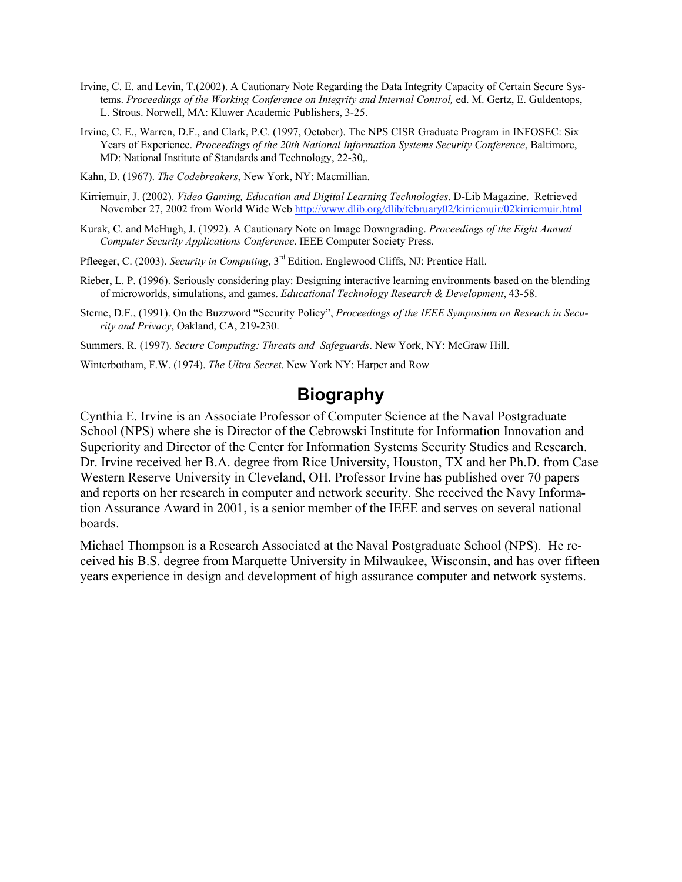Irvine, C. E. and Levin, T.(2002). A Cautionary Note Regarding the Data Integrity Capacity of Certain Secure Systems. *Proceedings of the Working Conference on Integrity and Internal Control,* ed. M. Gertz, E. Guldentops, L. Strous. Norwell, MA: Kluwer Academic Publishers, 3-25.

Irvine, C. E., Warren, D.F., and Clark, P.C. (1997, October). The NPS CISR Graduate Program in INFOSEC: Six Years of Experience. *Proceedings of the 20th National Information Systems Security Conference*, Baltimore, MD: National Institute of Standards and Technology, 22-30,.

Kahn, D. (1967). *The Codebreakers*, New York, NY: Macmillian.

Kirriemuir, J. (2002). *Video Gaming, Education and Digital Learning Technologies*. D-Lib Magazine. Retrieved November 27, 2002 from World Wide Web http://www.dlib.org/dlib/february02/kirriemuir/02kirriemuir.html

Kurak, C. and McHugh, J. (1992). A Cautionary Note on Image Downgrading. *Proceedings of the Eight Annual Computer Security Applications Conference*. IEEE Computer Society Press.

Pfleeger, C. (2003). *Security in Computing*, 3rd Edition. Englewood Cliffs, NJ: Prentice Hall.

Rieber, L. P. (1996). Seriously considering play: Designing interactive learning environments based on the blending of microworlds, simulations, and games. *Educational Technology Research & Development*, 43-58.

Sterne, D.F., (1991). On the Buzzword "Security Policy", *Proceedings of the IEEE Symposium on Reseach in Security and Privacy*, Oakland, CA, 219-230.

Summers, R. (1997). *Secure Computing: Threats and Safeguards*. New York, NY: McGraw Hill.

Winterbotham, F.W. (1974). *The Ultra Secret*. New York NY: Harper and Row

# Biography

Cynthia E. Irvine is an Associate Professor of Computer Science at the Naval Postgraduate School (NPS) where she is Director of the Cebrowski Institute for Information Innovation and Superiority and Director of the Center for Information Systems Security Studies and Research. Dr. Irvine received her B.A. degree from Rice University, Houston, TX and her Ph.D. from Case Western Reserve University in Cleveland, OH. Professor Irvine has published over 70 papers and reports on her research in computer and network security. She received the Navy Information Assurance Award in 2001, is a senior member of the IEEE and serves on several national boards.

Michael Thompson is a Research Associated at the Naval Postgraduate School (NPS). He received his B.S. degree from Marquette University in Milwaukee, Wisconsin, and has over fifteen years experience in design and development of high assurance computer and network systems.